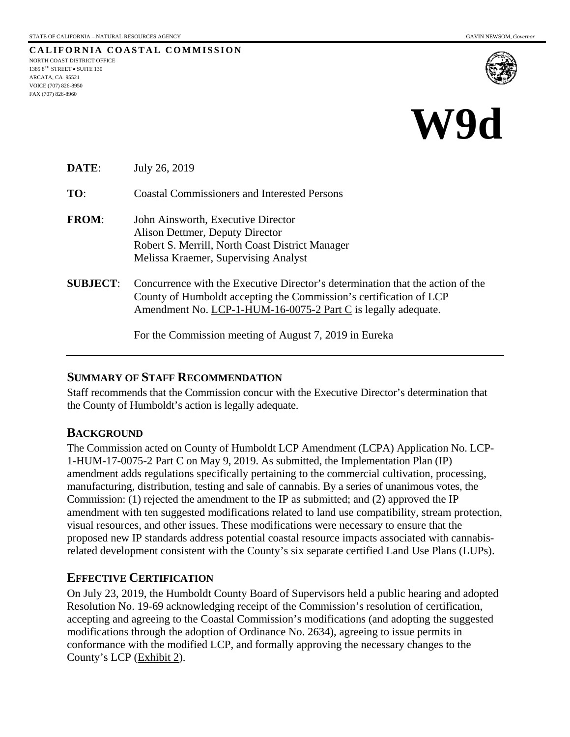STATE OF CALIFORNIA – NATURAL RESOURCES AGENCY GAVIN NEWSOM, *Governor*

**CALIFORNIA COASTAL COMMISSION**
NORTH COAST DISTRICT OFFICE
1385 8TH STREET • SUITE 130
ARCATA, CA 95521
VOICE (707) 826-8950
FAX (707) 826-8960

# W9d

**DATE**: July 26, 2019

**TO**: Coastal Commissioners and Interested Persons

**FROM**: John Ainsworth, Executive Director
Alison Dettmer, Deputy Director
Robert S. Merrill, North Coast District Manager
Melissa Kraemer, Supervising Analyst

**SUBJECT**: Concurrence with the Executive Director's determination that the action of the County of Humboldt accepting the Commission's certification of LCP Amendment No. LCP-1-HUM-16-0075-2 Part C is legally adequate.

For the Commission meeting of August 7, 2019 in Eureka

---

## SUMMARY OF STAFF RECOMMENDATION

Staff recommends that the Commission concur with the Executive Director's determination that the County of Humboldt's action is legally adequate.

## BACKGROUND

The Commission acted on County of Humboldt LCP Amendment (LCPA) Application No. LCP-1-HUM-17-0075-2 Part C on May 9, 2019. As submitted, the Implementation Plan (IP) amendment adds regulations specifically pertaining to the commercial cultivation, processing, manufacturing, distribution, testing and sale of cannabis. By a series of unanimous votes, the Commission: (1) rejected the amendment to the IP as submitted; and (2) approved the IP amendment with ten suggested modifications related to land use compatibility, stream protection, visual resources, and other issues. These modifications were necessary to ensure that the proposed new IP standards address potential coastal resource impacts associated with cannabis-related development consistent with the County's six separate certified Land Use Plans (LUPs).

## EFFECTIVE CERTIFICATION

On July 23, 2019, the Humboldt County Board of Supervisors held a public hearing and adopted Resolution No. 19-69 acknowledging receipt of the Commission's resolution of certification, accepting and agreeing to the Coastal Commission's modifications (and adopting the suggested modifications through the adoption of Ordinance No. 2634), agreeing to issue permits in conformance with the modified LCP, and formally approving the necessary changes to the County's LCP (Exhibit 2).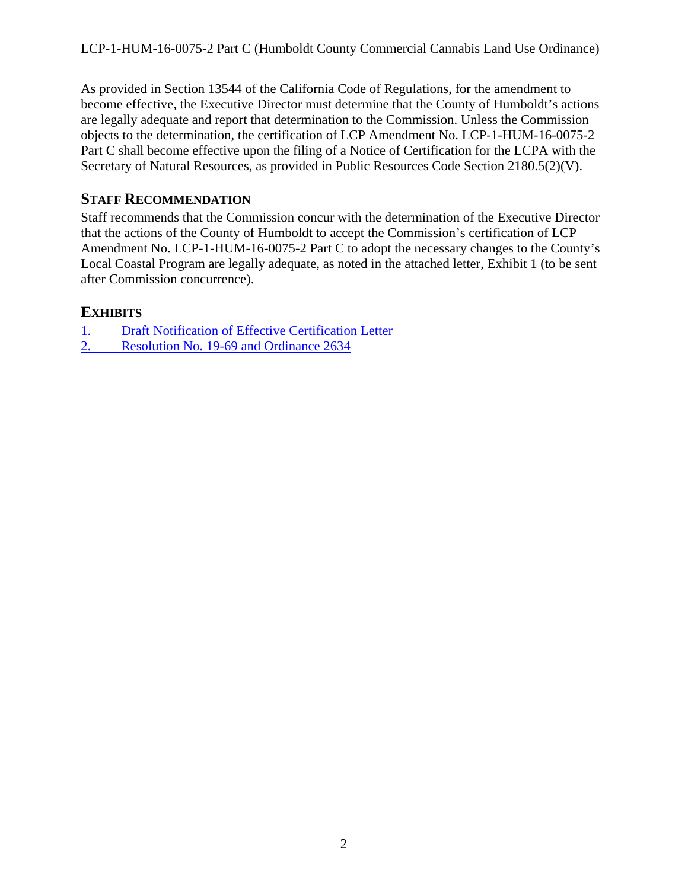As provided in Section 13544 of the California Code of Regulations, for the amendment to become effective, the Executive Director must determine that the County of Humboldt's actions are legally adequate and report that determination to the Commission. Unless the Commission objects to the determination, the certification of LCP Amendment No. LCP-1-HUM-16-0075-2 Part C shall become effective upon the filing of a Notice of Certification for the LCPA with the Secretary of Natural Resources, as provided in Public Resources Code Section 2180.5(2)(V).

## STAFF RECOMMENDATION

Staff recommends that the Commission concur with the determination of the Executive Director that the actions of the County of Humboldt to accept the Commission's certification of LCP Amendment No. LCP-1-HUM-16-0075-2 Part C to adopt the necessary changes to the County's Local Coastal Program are legally adequate, as noted in the attached letter, Exhibit 1 (to be sent after Commission concurrence).

## EXHIBITS

1. Draft Notification of Effective Certification Letter
2. Resolution No. 19-69 and Ordinance 2634